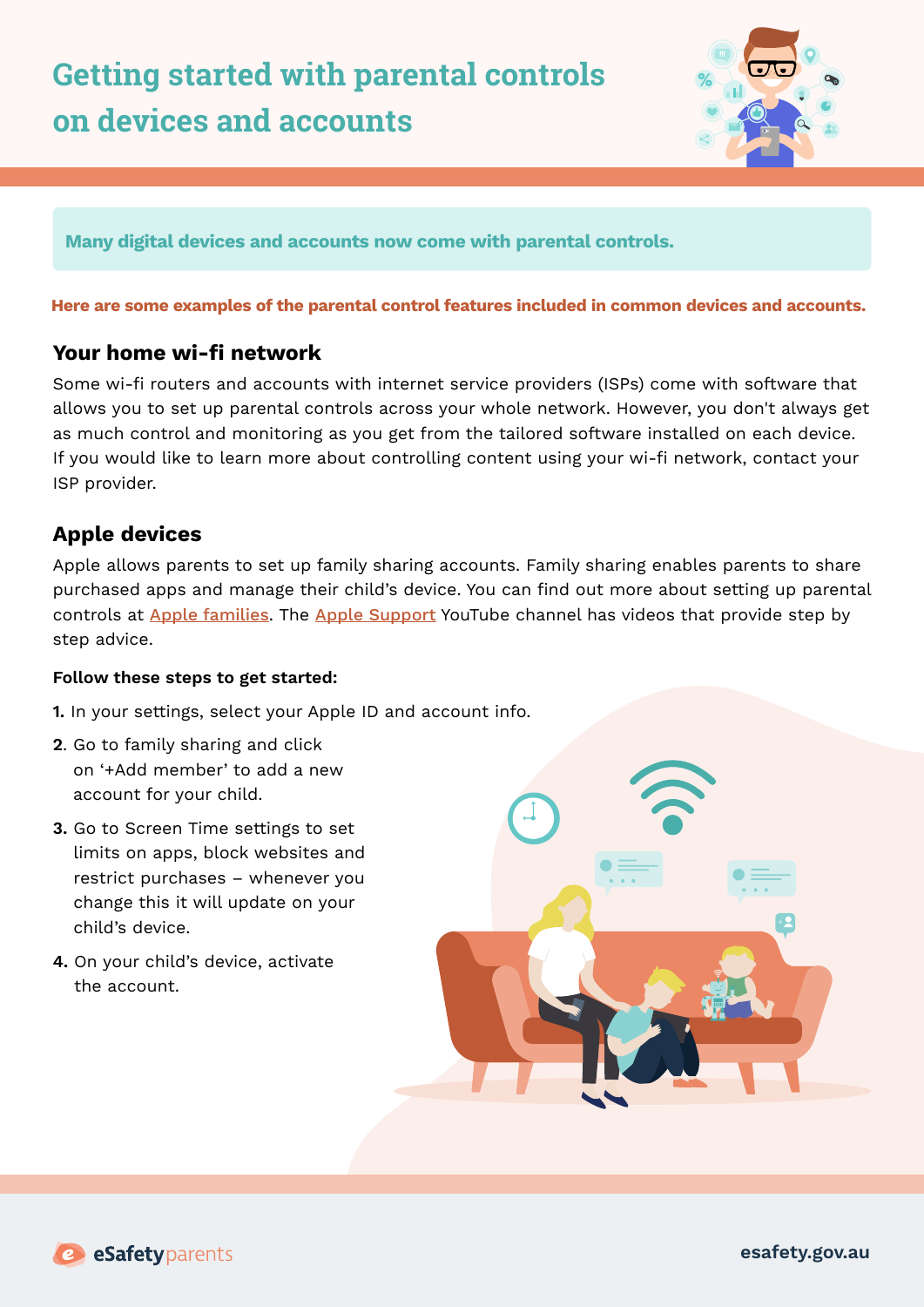# Getting started with parental controls on devices and accounts

**Many digital devices and accounts now come with parental controls.**

**Here are some examples of the parental control features included in common devices and accounts.**

## Your home wi-fi network

Some wi-fi routers and accounts with internet service providers (ISPs) come with software that allows you to set up parental controls across your whole network. However, you don't always get as much control and monitoring as you get from the tailored software installed on each device. If you would like to learn more about controlling content using your wi-fi network, contact your ISP provider.

## Apple devices

Apple allows parents to set up family sharing accounts. Family sharing enables parents to share purchased apps and manage their child's device. You can find out more about setting up parental controls at Apple families. The Apple Support YouTube channel has videos that provide step by step advice.

**Follow these steps to get started:**

1. In your settings, select your Apple ID and account info.
2. Go to family sharing and click on '+Add member' to add a new account for your child.
3. Go to Screen Time settings to set limits on apps, block websites and restrict purchases – whenever you change this it will update on your child's device.
4. On your child's device, activate the account.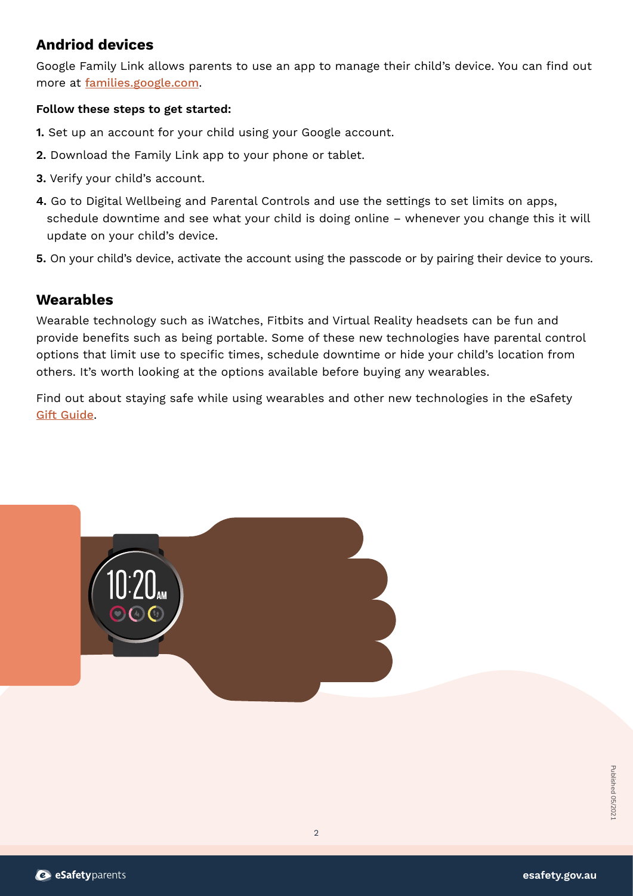## Andriod devices

Google Family Link allows parents to use an app to manage their child's device. You can find out more at families.google.com.

**Follow these steps to get started:**

**1.** Set up an account for your child using your Google account.

**2.** Download the Family Link app to your phone or tablet.

**3.** Verify your child's account.

**4.** Go to Digital Wellbeing and Parental Controls and use the settings to set limits on apps, schedule downtime and see what your child is doing online – whenever you change this it will update on your child's device.

**5.** On your child's device, activate the account using the passcode or by pairing their device to yours.

## Wearables

Wearable technology such as iWatches, Fitbits and Virtual Reality headsets can be fun and provide benefits such as being portable. Some of these new technologies have parental control options that limit use to specific times, schedule downtime or hide your child's location from others. It's worth looking at the options available before buying any wearables.

Find out about staying safe while using wearables and other new technologies in the eSafety Gift Guide.

Published 05/2021